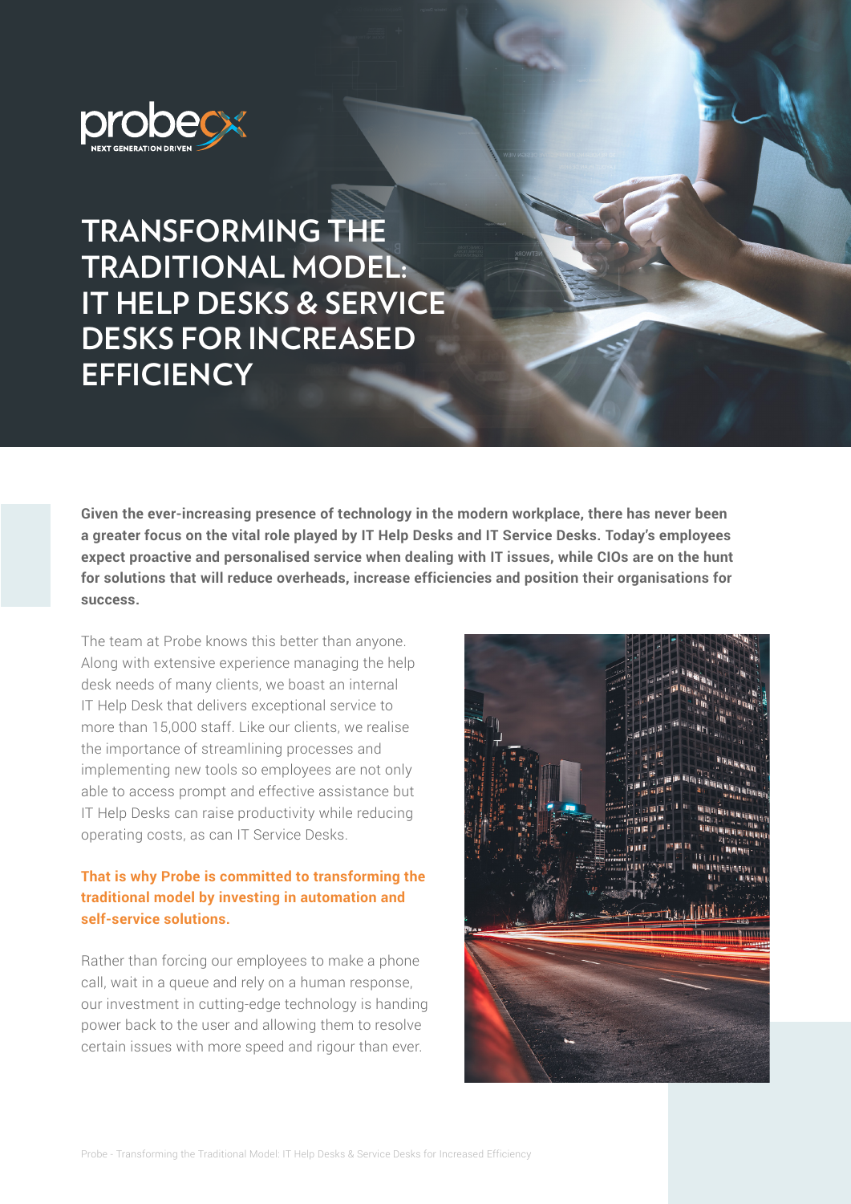probecx NEXT GENERATION DRIVEN

# TRANSFORMING THE TRADITIONAL MODEL: IT HELP DESKS & SERVICE DESKS FOR INCREASED EFFICIENCY

**Given the ever-increasing presence of technology in the modern workplace, there has never been a greater focus on the vital role played by IT Help Desks and IT Service Desks. Today's employees expect proactive and personalised service when dealing with IT issues, while CIOs are on the hunt for solutions that will reduce overheads, increase efficiencies and position their organisations for success.**

The team at Probe knows this better than anyone. Along with extensive experience managing the help desk needs of many clients, we boast an internal IT Help Desk that delivers exceptional service to more than 15,000 staff. Like our clients, we realise the importance of streamlining processes and implementing new tools so employees are not only able to access prompt and effective assistance but IT Help Desks can raise productivity while reducing operating costs, as can IT Service Desks.

**That is why Probe is committed to transforming the traditional model by investing in automation and self-service solutions.**

Rather than forcing our employees to make a phone call, wait in a queue and rely on a human response, our investment in cutting-edge technology is handing power back to the user and allowing them to resolve certain issues with more speed and rigour than ever.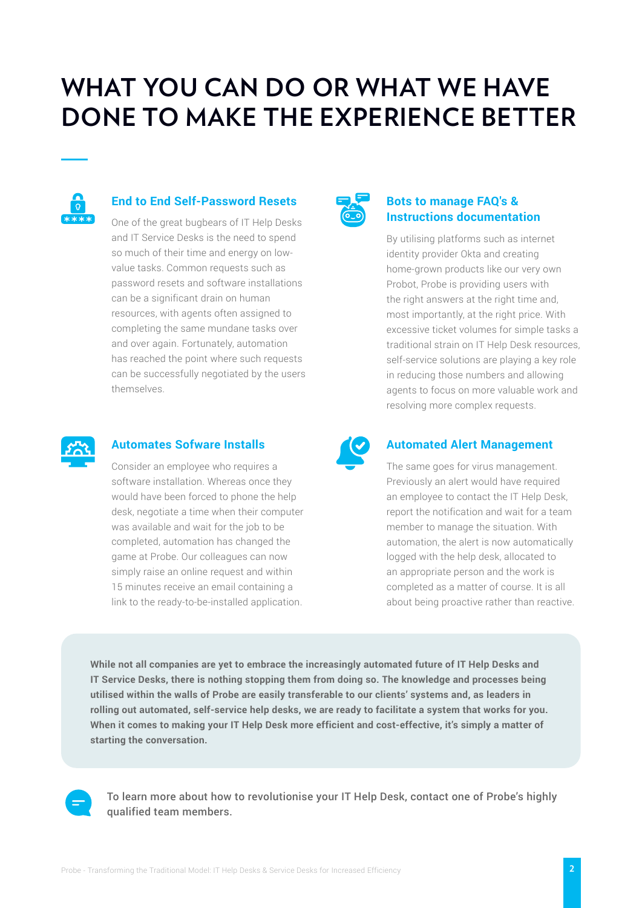# WHAT YOU CAN DO OR WHAT WE HAVE DONE TO MAKE THE EXPERIENCE BETTER

### End to End Self-Password Resets

One of the great bugbears of IT Help Desks and IT Service Desks is the need to spend so much of their time and energy on low-value tasks. Common requests such as password resets and software installations can be a significant drain on human resources, with agents often assigned to completing the same mundane tasks over and over again. Fortunately, automation has reached the point where such requests can be successfully negotiated by the users themselves.

### Bots to manage FAQ's & Instructions documentation

By utilising platforms such as internet identity provider Okta and creating home-grown products like our very own Probot, Probe is providing users with the right answers at the right time and, most importantly, at the right price. With excessive ticket volumes for simple tasks a traditional strain on IT Help Desk resources, self-service solutions are playing a key role in reducing those numbers and allowing agents to focus on more valuable work and resolving more complex requests.

### Automates Sofware Installs

Consider an employee who requires a software installation. Whereas once they would have been forced to phone the help desk, negotiate a time when their computer was available and wait for the job to be completed, automation has changed the game at Probe. Our colleagues can now simply raise an online request and within 15 minutes receive an email containing a link to the ready-to-be-installed application.

### Automated Alert Management

The same goes for virus management. Previously an alert would have required an employee to contact the IT Help Desk, report the notification and wait for a team member to manage the situation. With automation, the alert is now automatically logged with the help desk, allocated to an appropriate person and the work is completed as a matter of course. It is all about being proactive rather than reactive.

**While not all companies are yet to embrace the increasingly automated future of IT Help Desks and IT Service Desks, there is nothing stopping them from doing so. The knowledge and processes being utilised within the walls of Probe are easily transferable to our clients' systems and, as leaders in rolling out automated, self-service help desks, we are ready to facilitate a system that works for you. When it comes to making your IT Help Desk more efficient and cost-effective, it's simply a matter of starting the conversation.**

To learn more about how to revolutionise your IT Help Desk, contact one of Probe's highly qualified team members.